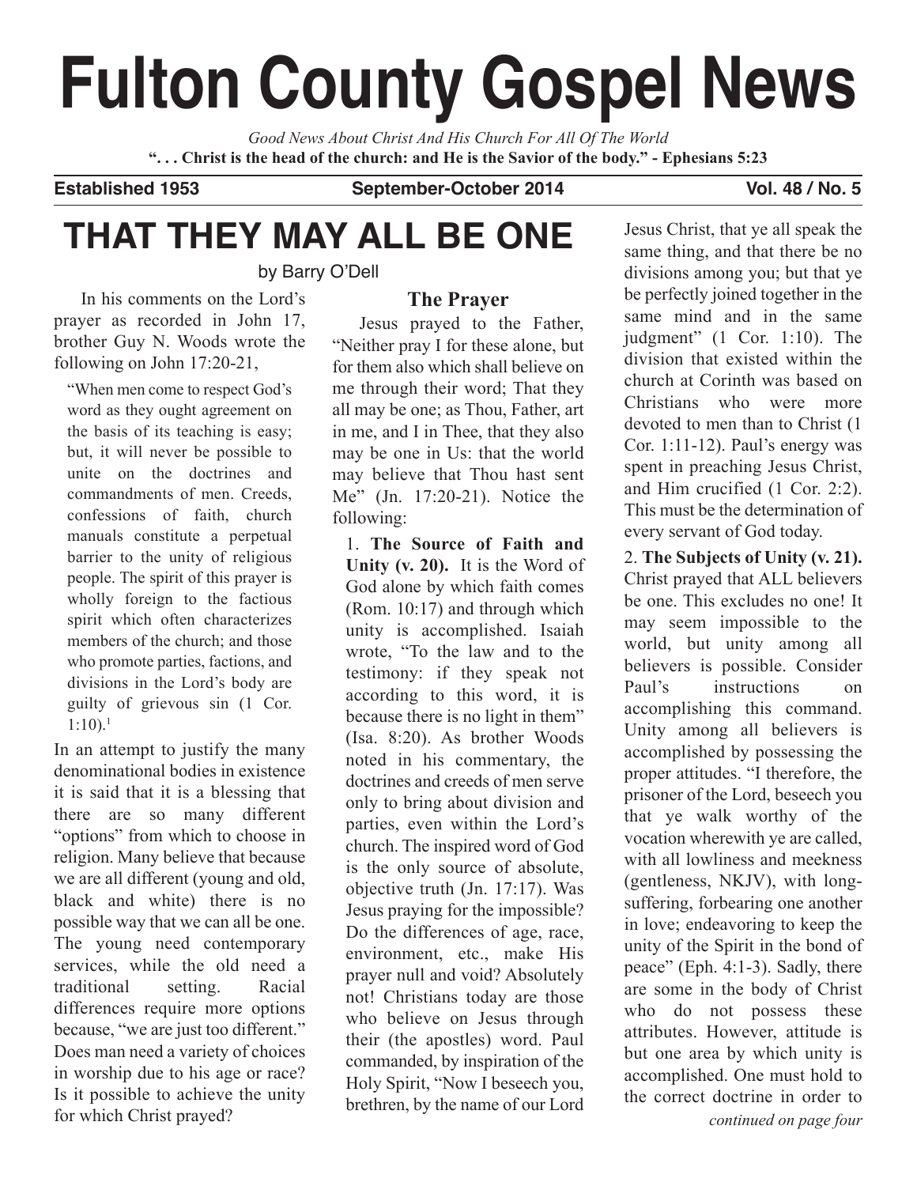# Fulton County Gospel News

*Good News About Christ And His Church For All Of The World*

**". . . Christ is the head of the church: and He is the Savior of the body." - Ephesians 5:23**

**Established 1953** **September-October 2014** **Vol. 48 / No. 5**

## THAT THEY MAY ALL BE ONE

by Barry O'Dell

In his comments on the Lord's prayer as recorded in John 17, brother Guy N. Woods wrote the following on John 17:20-21,

> "When men come to respect God's word as they ought agreement on the basis of its teaching is easy; but, it will never be possible to unite on the doctrines and commandments of men. Creeds, confessions of faith, church manuals constitute a perpetual barrier to the unity of religious people. The spirit of this prayer is wholly foreign to the factious spirit which often characterizes members of the church; and those who promote parties, factions, and divisions in the Lord's body are guilty of grievous sin (1 Cor. 1:10).[1]

In an attempt to justify the many denominational bodies in existence it is said that it is a blessing that there are so many different "options" from which to choose in religion. Many believe that because we are all different (young and old, black and white) there is no possible way that we can all be one. The young need contemporary services, while the old need a traditional setting. Racial differences require more options because, "we are just too different." Does man need a variety of choices in worship due to his age or race? Is it possible to achieve the unity for which Christ prayed?

### The Prayer

Jesus prayed to the Father, "Neither pray I for these alone, but for them also which shall believe on me through their word; That they all may be one; as Thou, Father, art in me, and I in Thee, that they also may be one in Us: that the world may believe that Thou hast sent Me" (Jn. 17:20-21). Notice the following:

1. **The Source of Faith and Unity (v. 20).** It is the Word of God alone by which faith comes (Rom. 10:17) and through which unity is accomplished. Isaiah wrote, "To the law and to the testimony: if they speak not according to this word, it is because there is no light in them" (Isa. 8:20). As brother Woods noted in his commentary, the doctrines and creeds of men serve only to bring about division and parties, even within the Lord's church. The inspired word of God is the only source of absolute, objective truth (Jn. 17:17). Was Jesus praying for the impossible? Do the differences of age, race, environment, etc., make His prayer null and void? Absolutely not! Christians today are those who believe on Jesus through their (the apostles) word. Paul commanded, by inspiration of the Holy Spirit, "Now I beseech you, brethren, by the name of our Lord Jesus Christ, that ye all speak the same thing, and that there be no divisions among you; but that ye be perfectly joined together in the same mind and in the same judgment" (1 Cor. 1:10). The division that existed within the church at Corinth was based on Christians who were more devoted to men than to Christ (1 Cor. 1:11-12). Paul's energy was spent in preaching Jesus Christ, and Him crucified (1 Cor. 2:2). This must be the determination of every servant of God today.

2. **The Subjects of Unity (v. 21).** Christ prayed that ALL believers be one. This excludes no one! It may seem impossible to the world, but unity among all believers is possible. Consider Paul's instructions on accomplishing this command. Unity among all believers is accomplished by possessing the proper attitudes. "I therefore, the prisoner of the Lord, beseech you that ye walk worthy of the vocation wherewith ye are called, with all lowliness and meekness (gentleness, NKJV), with long-suffering, forbearing one another in love; endeavoring to keep the unity of the Spirit in the bond of peace" (Eph. 4:1-3). Sadly, there are some in the body of Christ who do not possess these attributes. However, attitude is but one area by which unity is accomplished. One must hold to the correct doctrine in order to

*continued on page four*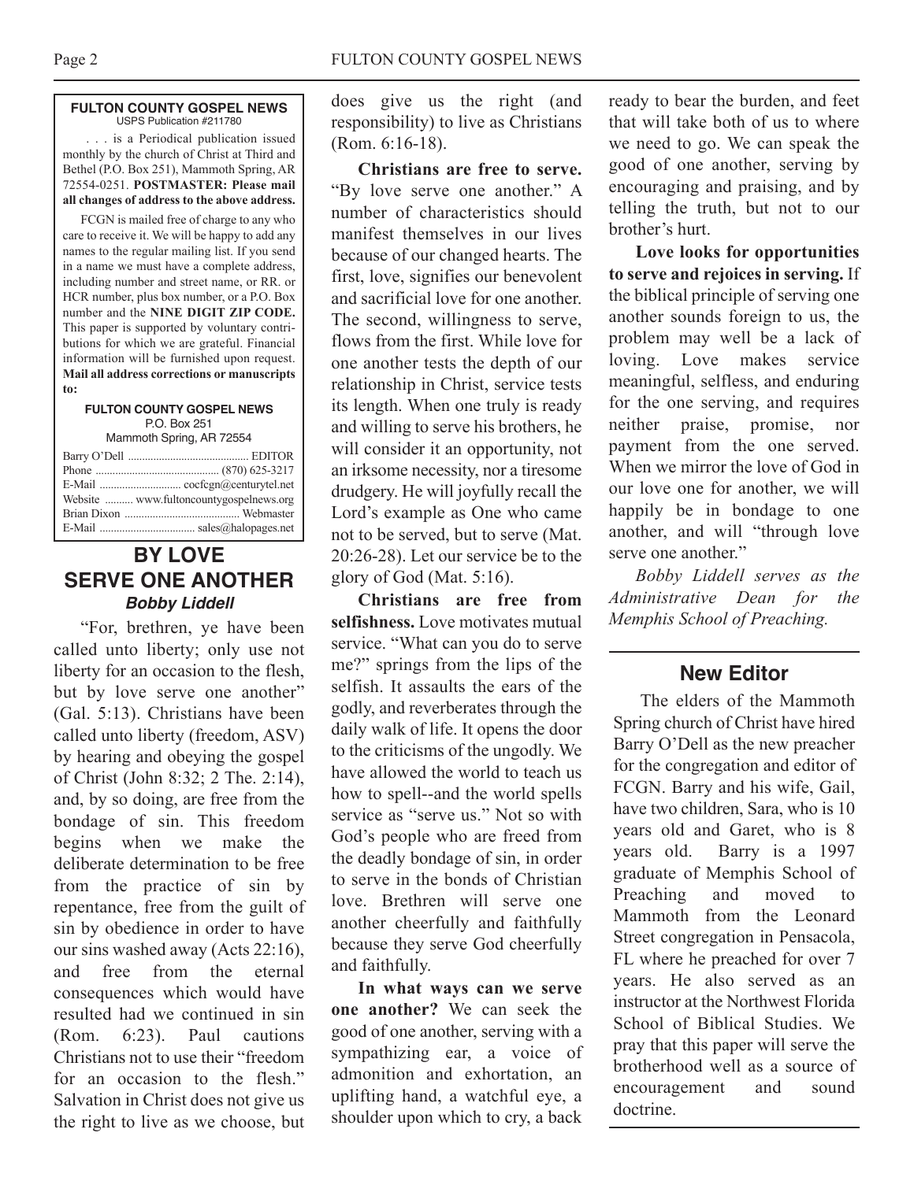**FULTON COUNTY GOSPEL NEWS**
USPS Publication #211780

. . . is a Periodical publication issued monthly by the church of Christ at Third and Bethel (P.O. Box 251), Mammoth Spring, AR 72554-0251. **POSTMASTER: Please mail all changes of address to the above address.**

FCGN is mailed free of charge to any who care to receive it. We will be happy to add any names to the regular mailing list. If you send in a name we must have a complete address, including number and street name, or RR. or HCR number, plus box number, or a P.O. Box number and the **NINE DIGIT ZIP CODE.** This paper is supported by voluntary contributions for which we are grateful. Financial information will be furnished upon request. **Mail all address corrections or manuscripts to:**

**FULTON COUNTY GOSPEL NEWS**
P.O. Box 251
Mammoth Spring, AR 72554

Barry O'Dell .......................................... EDITOR
Phone ........................................... (870) 625-3217
E-Mail ............................ cocfcgn@centurytel.net
Website .......... www.fultoncountygospelnews.org
Brian Dixon ......................................... Webmaster
E-Mail ................................. sales@halopages.net

## BY LOVE SERVE ONE ANOTHER

***Bobby Liddell***

"For, brethren, ye have been called unto liberty; only use not liberty for an occasion to the flesh, but by love serve one another" (Gal. 5:13). Christians have been called unto liberty (freedom, ASV) by hearing and obeying the gospel of Christ (John 8:32; 2 The. 2:14), and, by so doing, are free from the bondage of sin. This freedom begins when we make the deliberate determination to be free from the practice of sin by repentance, free from the guilt of sin by obedience in order to have our sins washed away (Acts 22:16), and free from the eternal consequences which would have resulted had we continued in sin (Rom. 6:23). Paul cautions Christians not to use their "freedom for an occasion to the flesh." Salvation in Christ does not give us the right to live as we choose, but does give us the right (and responsibility) to live as Christians (Rom. 6:16-18).

**Christians are free to serve.** "By love serve one another." A number of characteristics should manifest themselves in our lives because of our changed hearts. The first, love, signifies our benevolent and sacrificial love for one another. The second, willingness to serve, flows from the first. While love for one another tests the depth of our relationship in Christ, service tests its length. When one truly is ready and willing to serve his brothers, he will consider it an opportunity, not an irksome necessity, nor a tiresome drudgery. He will joyfully recall the Lord's example as One who came not to be served, but to serve (Mat. 20:26-28). Let our service be to the glory of God (Mat. 5:16).

**Christians are free from selfishness.** Love motivates mutual service. "What can you do to serve me?" springs from the lips of the selfish. It assaults the ears of the godly, and reverberates through the daily walk of life. It opens the door to the criticisms of the ungodly. We have allowed the world to teach us how to spell--and the world spells service as "serve us." Not so with God's people who are freed from the deadly bondage of sin, in order to serve in the bonds of Christian love. Brethren will serve one another cheerfully and faithfully because they serve God cheerfully and faithfully.

**In what ways can we serve one another?** We can seek the good of one another, serving with a sympathizing ear, a voice of admonition and exhortation, an uplifting hand, a watchful eye, a shoulder upon which to cry, a back ready to bear the burden, and feet that will take both of us to where we need to go. We can speak the good of one another, serving by encouraging and praising, and by telling the truth, but not to our brother's hurt.

**Love looks for opportunities to serve and rejoices in serving.** If the biblical principle of serving one another sounds foreign to us, the problem may well be a lack of loving. Love makes service meaningful, selfless, and enduring for the one serving, and requires neither praise, promise, nor payment from the one served. When we mirror the love of God in our love one for another, we will happily be in bondage to one another, and will "through love serve one another."

*Bobby Liddell serves as the Administrative Dean for the Memphis School of Preaching.*

## New Editor

The elders of the Mammoth Spring church of Christ have hired Barry O'Dell as the new preacher for the congregation and editor of FCGN. Barry and his wife, Gail, have two children, Sara, who is 10 years old and Garet, who is 8 years old. Barry is a 1997 graduate of Memphis School of Preaching and moved to Mammoth from the Leonard Street congregation in Pensacola, FL where he preached for over 7 years. He also served as an instructor at the Northwest Florida School of Biblical Studies. We pray that this paper will serve the brotherhood well as a source of encouragement and sound doctrine.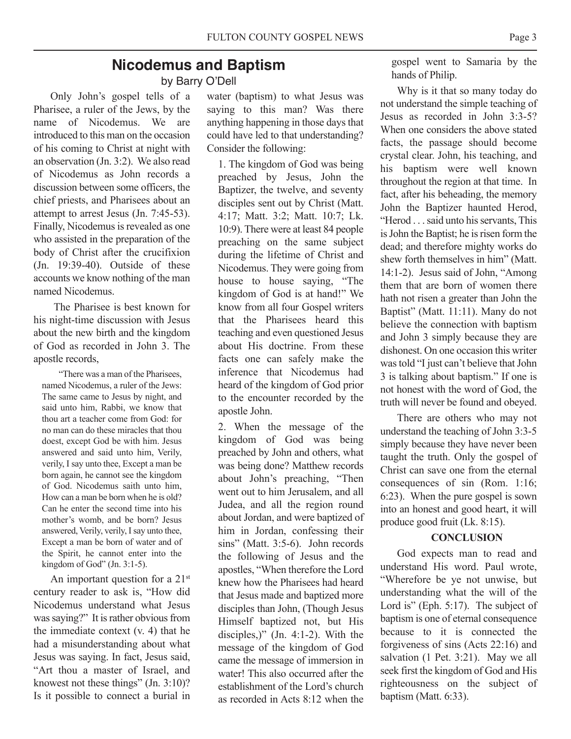# Nicodemus and Baptism

by Barry O'Dell

Only John's gospel tells of a Pharisee, a ruler of the Jews, by the name of Nicodemus. We are introduced to this man on the occasion of his coming to Christ at night with an observation (Jn. 3:2). We also read of Nicodemus as John records a discussion between some officers, the chief priests, and Pharisees about an attempt to arrest Jesus (Jn. 7:45-53). Finally, Nicodemus is revealed as one who assisted in the preparation of the body of Christ after the crucifixion (Jn. 19:39-40). Outside of these accounts we know nothing of the man named Nicodemus.

The Pharisee is best known for his night-time discussion with Jesus about the new birth and the kingdom of God as recorded in John 3. The apostle records,

> "There was a man of the Pharisees, named Nicodemus, a ruler of the Jews: The same came to Jesus by night, and said unto him, Rabbi, we know that thou art a teacher come from God: for no man can do these miracles that thou doest, except God be with him. Jesus answered and said unto him, Verily, verily, I say unto thee, Except a man be born again, he cannot see the kingdom of God. Nicodemus saith unto him, How can a man be born when he is old? Can he enter the second time into his mother's womb, and be born? Jesus answered, Verily, verily, I say unto thee, Except a man be born of water and of the Spirit, he cannot enter into the kingdom of God" (Jn. 3:1-5).

An important question for a 21st century reader to ask is, "How did Nicodemus understand what Jesus was saying?" It is rather obvious from the immediate context (v. 4) that he had a misunderstanding about what Jesus was saying. In fact, Jesus said, "Art thou a master of Israel, and knowest not these things" (Jn. 3:10)? Is it possible to connect a burial in water (baptism) to what Jesus was saying to this man? Was there anything happening in those days that could have led to that understanding? Consider the following:

1. The kingdom of God was being preached by Jesus, John the Baptizer, the twelve, and seventy disciples sent out by Christ (Matt. 4:17; Matt. 3:2; Matt. 10:7; Lk. 10:9). There were at least 84 people preaching on the same subject during the lifetime of Christ and Nicodemus. They were going from house to house saying, "The kingdom of God is at hand!" We know from all four Gospel writers that the Pharisees heard this teaching and even questioned Jesus about His doctrine. From these facts one can safely make the inference that Nicodemus had heard of the kingdom of God prior to the encounter recorded by the apostle John.

2. When the message of the kingdom of God was being preached by John and others, what was being done? Matthew records about John's preaching, "Then went out to him Jerusalem, and all Judea, and all the region round about Jordan, and were baptized of him in Jordan, confessing their sins" (Matt. 3:5-6). John records the following of Jesus and the apostles, "When therefore the Lord knew how the Pharisees had heard that Jesus made and baptized more disciples than John, (Though Jesus Himself baptized not, but His disciples,)" (Jn. 4:1-2). With the message of the kingdom of God came the message of immersion in water! This also occurred after the establishment of the Lord's church as recorded in Acts 8:12 when the gospel went to Samaria by the hands of Philip.

Why is it that so many today do not understand the simple teaching of Jesus as recorded in John 3:3-5? When one considers the above stated facts, the passage should become crystal clear. John, his teaching, and his baptism were well known throughout the region at that time. In fact, after his beheading, the memory John the Baptizer haunted Herod, "Herod . . . said unto his servants, This is John the Baptist; he is risen form the dead; and therefore mighty works do shew forth themselves in him" (Matt. 14:1-2). Jesus said of John, "Among them that are born of women there hath not risen a greater than John the Baptist" (Matt. 11:11). Many do not believe the connection with baptism and John 3 simply because they are dishonest. On one occasion this writer was told "I just can't believe that John 3 is talking about baptism." If one is not honest with the word of God, the truth will never be found and obeyed.

There are others who may not understand the teaching of John 3:3-5 simply because they have never been taught the truth. Only the gospel of Christ can save one from the eternal consequences of sin (Rom. 1:16; 6:23). When the pure gospel is sown into an honest and good heart, it will produce good fruit (Lk. 8:15).

**CONCLUSION**

God expects man to read and understand His word. Paul wrote, "Wherefore be ye not unwise, but understanding what the will of the Lord is" (Eph. 5:17). The subject of baptism is one of eternal consequence because to it is connected the forgiveness of sins (Acts 22:16) and salvation (1 Pet. 3:21). May we all seek first the kingdom of God and His righteousness on the subject of baptism (Matt. 6:33).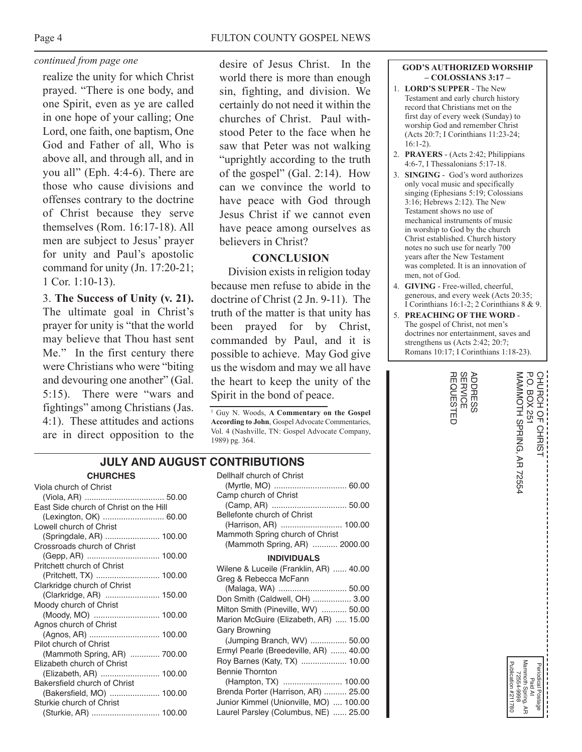*continued from page one*

realize the unity for which Christ prayed. "There is one body, and one Spirit, even as ye are called in one hope of your calling; One Lord, one faith, one baptism, One God and Father of all, Who is above all, and through all, and in you all" (Eph. 4:4-6). There are those who cause divisions and offenses contrary to the doctrine of Christ because they serve themselves (Rom. 16:17-18). All men are subject to Jesus' prayer for unity and Paul's apostolic command for unity (Jn. 17:20-21; 1 Cor. 1:10-13).

3. **The Success of Unity (v. 21).** The ultimate goal in Christ's prayer for unity is "that the world may believe that Thou hast sent Me." In the first century there were Christians who were "biting and devouring one another" (Gal. 5:15). There were "wars and fightings" among Christians (Jas. 4:1). These attitudes and actions are in direct opposition to the desire of Jesus Christ. In the world there is more than enough sin, fighting, and division. We certainly do not need it within the churches of Christ. Paul withstood Peter to the face when he saw that Peter was not walking "uprightly according to the truth of the gospel" (Gal. 2:14). How can we convince the world to have peace with God through Jesus Christ if we cannot even have peace among ourselves as believers in Christ?

### CONCLUSION

Division exists in religion today because men refuse to abide in the doctrine of Christ (2 Jn. 9-11). The truth of the matter is that unity has been prayed for by Christ, commanded by Paul, and it is possible to achieve. May God give us the wisdom and may we all have the heart to keep the unity of the Spirit in the bond of peace.

[1] Guy N. Woods, **A Commentary on the Gospel According to John**, Gospel Advocate Commentaries, Vol. 4 (Nashville, TN: Gospel Advocate Company, 1989) pg. 364.

**GOD'S AUTHORIZED WORSHIP – COLOSSIANS 3:17 –**

1. **LORD'S SUPPER** - The New Testament and early church history record that Christians met on the first day of every week (Sunday) to worship God and remember Christ (Acts 20:7; I Corinthians 11:23-24; 16:1-2).
2. **PRAYERS** - (Acts 2:42; Philippians 4:6-7, I Thessalonians 5:17-18.
3. **SINGING** - God's word authorizes only vocal music and specifically singing (Ephesians 5:19; Colossians 3:16; Hebrews 2:12). The New Testament shows no use of mechanical instruments of music in worship to God by the church Christ established. Church history notes no such use for nearly 700 years after the New Testament was completed. It is an innovation of men, not of God.
4. **GIVING** - Free-willed, cheerful, generous, and every week (Acts 20:35; I Corinthians 16:1-2; 2 Corinthians 8 & 9.
5. **PREACHING OF THE WORD** - The gospel of Christ, not men's doctrines nor entertainment, saves and strengthens us (Acts 2:42; 20:7; Romans 10:17; I Corinthians 1:18-23).

CHURCH OF CHRIST
P.O. BOX 251
MAMMOTH SPRING, AR 72554

ADDRESS SERVICE REQUESTED

Periodical Postage Paid At Mammoth Spring, AR 72554-9998 Publication #211780

## JULY AND AUGUST CONTRIBUTIONS

### CHURCHES

Viola church of Christ (Viola, AR) .................................. 50.00
East Side church of Christ on the Hill (Lexington, OK) .......................... 60.00
Lowell church of Christ (Springdale, AR) ....................... 100.00
Crossroads church of Christ (Gepp, AR) ............................... 100.00
Pritchett church of Christ (Pritchett, TX) ........................... 100.00
Clarkridge church of Christ (Clarkridge, AR) ....................... 150.00
Moody church of Christ (Moody, MO) ............................ 100.00
Agnos church of Christ (Agnos, AR) .............................. 100.00
Pilot church of Christ (Mammoth Spring, AR) ............ 700.00
Elizabeth church of Christ (Elizabeth, AR) ......................... 100.00
Bakersfield church of Christ (Bakersfield, MO) ..................... 100.00
Sturkie church of Christ (Sturkie, AR) ............................. 100.00
Dellhalf church of Christ (Myrtle, MO) ............................... 60.00
Camp church of Christ (Camp, AR) ................................ 50.00
Bellefonte church of Christ (Harrison, AR) .......................... 100.00
Mammoth Spring church of Christ (Mammoth Spring, AR) .......... 2000.00

### INDIVIDUALS

Wilene & Luceile (Franklin, AR) ...... 40.00
Greg & Rebecca McFann (Malaga, WA) ............................. 50.00
Don Smith (Caldwell, OH) ................. 3.00
Milton Smith (Pineville, WV) ........... 50.00
Marion McGuire (Elizabeth, AR) ..... 15.00
Gary Browning (Jumping Branch, WV) ................ 50.00
Ermyl Pearle (Breedeville, AR) ....... 40.00
Roy Barnes (Katy, TX) .................... 10.00
Bennie Thornton (Hampton, TX) ......................... 100.00
Brenda Porter (Harrison, AR) .......... 25.00
Junior Kimmel (Unionville, MO) .... 100.00
Laurel Parsley (Columbus, NE) ...... 25.00